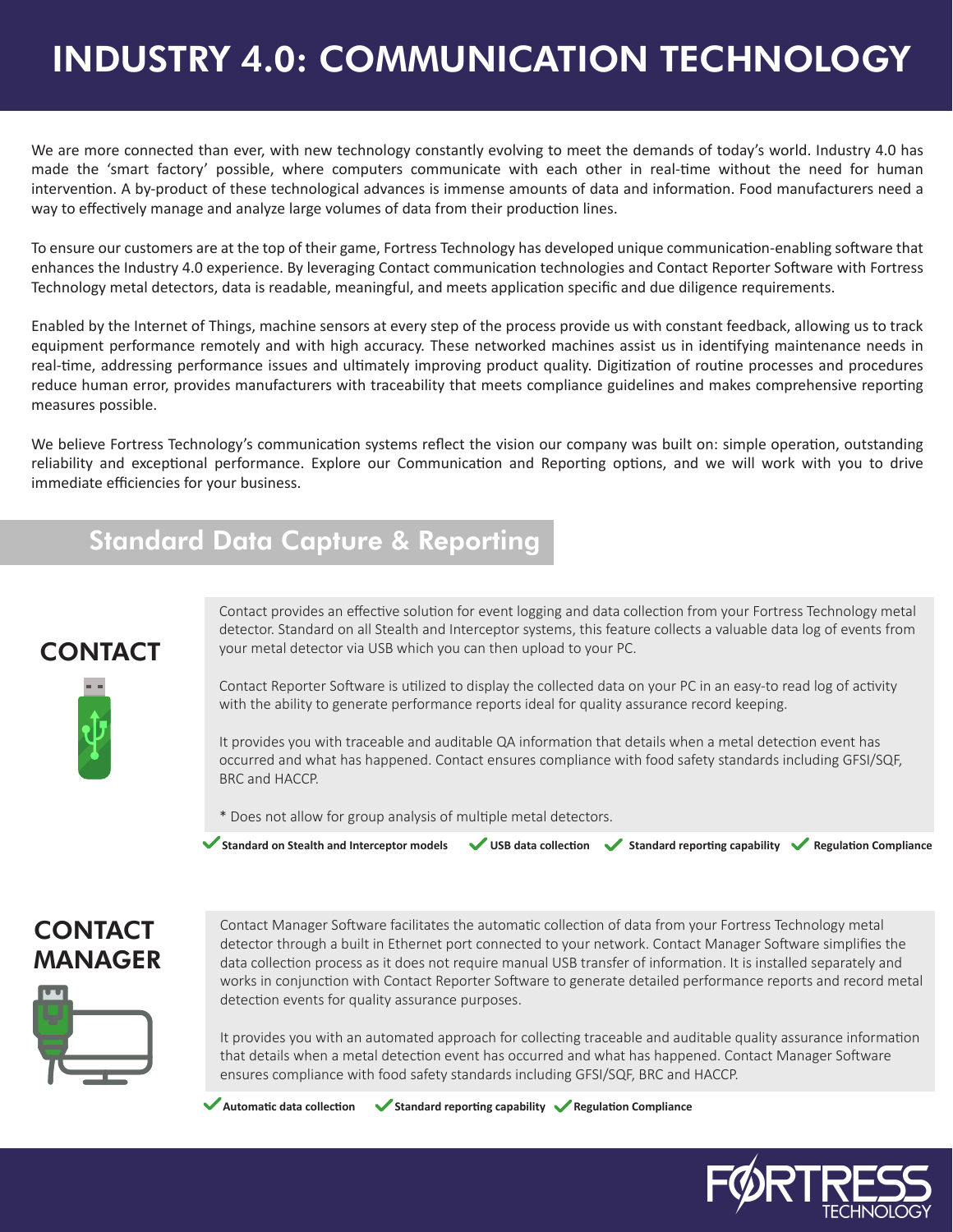# INDUSTRY 4.0: COMMUNICATION TECHNOLOGY

We are more connected than ever, with new technology constantly evolving to meet the demands of today's world. Industry 4.0 has made the 'smart factory' possible, where computers communicate with each other in real-time without the need for human intervention. A by-product of these technological advances is immense amounts of data and information. Food manufacturers need a way to effectively manage and analyze large volumes of data from their production lines.

To ensure our customers are at the top of their game, Fortress Technology has developed unique communication-enabling software that enhances the Industry 4.0 experience. By leveraging Contact communication technologies and Contact Reporter Software with Fortress Technology metal detectors, data is readable, meaningful, and meets application specific and due diligence requirements.

Enabled by the Internet of Things, machine sensors at every step of the process provide us with constant feedback, allowing us to track equipment performance remotely and with high accuracy. These networked machines assist us in identifying maintenance needs in real-time, addressing performance issues and ultimately improving product quality. Digitization of routine processes and procedures reduce human error, provides manufacturers with traceability that meets compliance guidelines and makes comprehensive reporting measures possible.

We believe Fortress Technology's communication systems reflect the vision our company was built on: simple operation, outstanding reliability and exceptional performance. Explore our Communication and Reporting options, and we will work with you to drive immediate efficiencies for your business.

## Standard Data Capture & Reporting

### CONTACT

Contact provides an effective solution for event logging and data collection from your Fortress Technology metal detector. Standard on all Stealth and Interceptor systems, this feature collects a valuable data log of events from your metal detector via USB which you can then upload to your PC.

Contact Reporter Software is utilized to display the collected data on your PC in an easy-to read log of activity with the ability to generate performance reports ideal for quality assurance record keeping.

It provides you with traceable and auditable QA information that details when a metal detection event has occurred and what has happened. Contact ensures compliance with food safety standards including GFSI/SQF, BRC and HACCP.

* Does not allow for group analysis of multiple metal detectors.

- ✔ **Standard on Stealth and Interceptor models**
- ✔ **USB data collection**
- ✔ **Standard reporting capability**
- ✔ **Regulation Compliance**

### CONTACT MANAGER

Contact Manager Software facilitates the automatic collection of data from your Fortress Technology metal detector through a built in Ethernet port connected to your network. Contact Manager Software simplifies the data collection process as it does not require manual USB transfer of information. It is installed separately and works in conjunction with Contact Reporter Software to generate detailed performance reports and record metal detection events for quality assurance purposes.

It provides you with an automated approach for collecting traceable and auditable quality assurance information that details when a metal detection event has occurred and what has happened. Contact Manager Software ensures compliance with food safety standards including GFSI/SQF, BRC and HACCP.

- ✔ **Automatic data collection**
- ✔ **Standard reporting capability**
- ✔ **Regulation Compliance**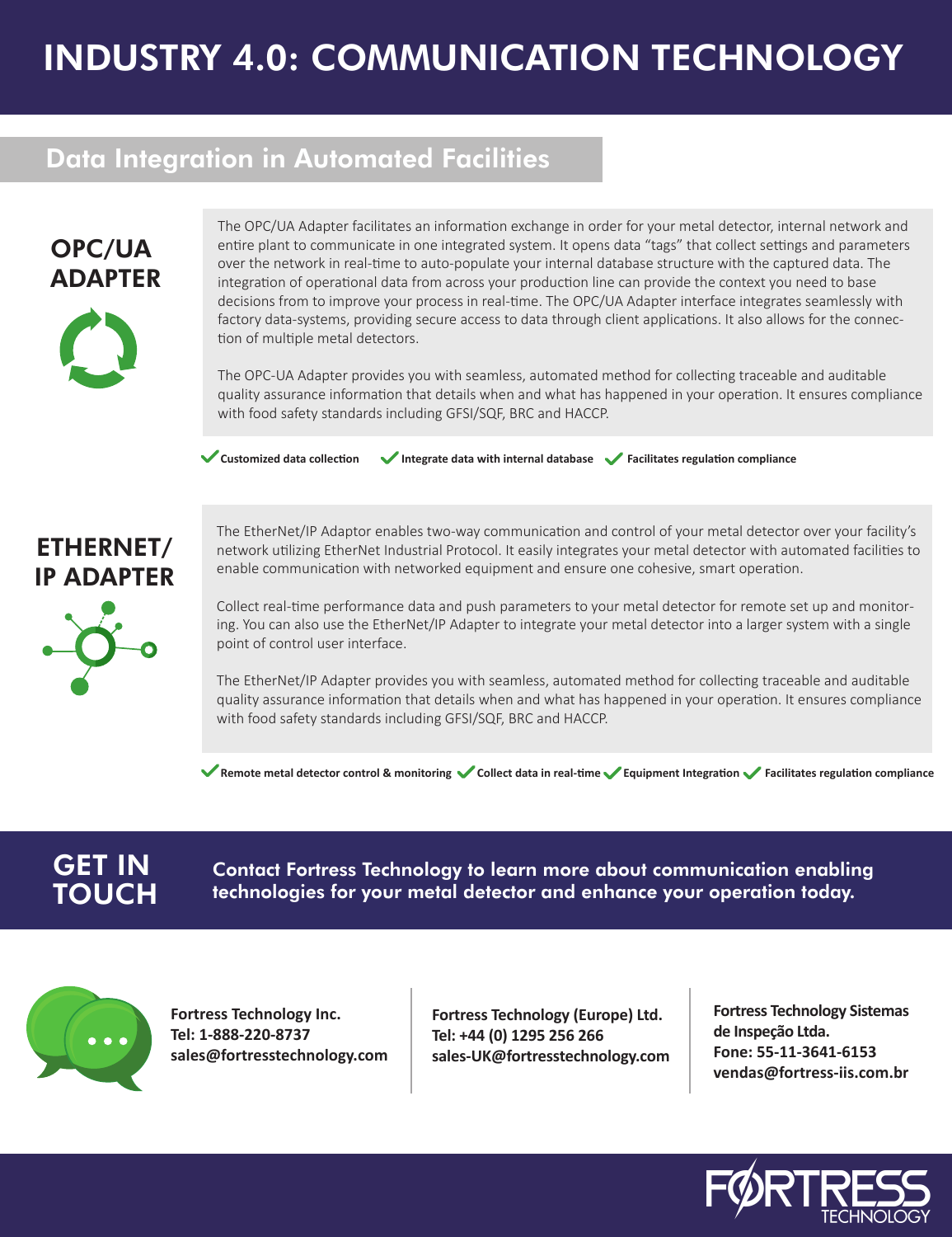# INDUSTRY 4.0: COMMUNICATION TECHNOLOGY

## Data Integration in Automated Facilities

### OPC/UA ADAPTER

The OPC/UA Adapter facilitates an information exchange in order for your metal detector, internal network and entire plant to communicate in one integrated system. It opens data “tags” that collect settings and parameters over the network in real-time to auto-populate your internal database structure with the captured data. The integration of operational data from across your production line can provide the context you need to base decisions from to improve your process in real-time. The OPC/UA Adapter interface integrates seamlessly with factory data-systems, providing secure access to data through client applications. It also allows for the connection of multiple metal detectors.

The OPC-UA Adapter provides you with seamless, automated method for collecting traceable and auditable quality assurance information that details when and what has happened in your operation. It ensures compliance with food safety standards including GFSI/SQF, BRC and HACCP.

- **Customized data collection**
- **Integrate data with internal database**
- **Facilitates regulation compliance**

### ETHERNET/IP ADAPTER

The EtherNet/IP Adaptor enables two-way communication and control of your metal detector over your facility’s network utilizing EtherNet Industrial Protocol. It easily integrates your metal detector with automated facilities to enable communication with networked equipment and ensure one cohesive, smart operation.

Collect real-time performance data and push parameters to your metal detector for remote set up and monitoring. You can also use the EtherNet/IP Adapter to integrate your metal detector into a larger system with a single point of control user interface.

The EtherNet/IP Adapter provides you with seamless, automated method for collecting traceable and auditable quality assurance information that details when and what has happened in your operation. It ensures compliance with food safety standards including GFSI/SQF, BRC and HACCP.

- **Remote metal detector control & monitoring**
- **Collect data in real-time**
- **Equipment Integration**
- **Facilitates regulation compliance**

## GET IN TOUCH

**Contact Fortress Technology to learn more about communication enabling technologies for your metal detector and enhance your operation today.**

**Fortress Technology Inc.**
**Tel: 1-888-220-8737**
**sales@fortresstechnology.com**

**Fortress Technology (Europe) Ltd.**
**Tel: +44 (0) 1295 256 266**
**sales-UK@fortresstechnology.com**

**Fortress Technology Sistemas de Inspeção Ltda.**
**Fone: 55-11-3641-6153**
**vendas@fortress-iis.com.br**

FORTRESS TECHNOLOGY